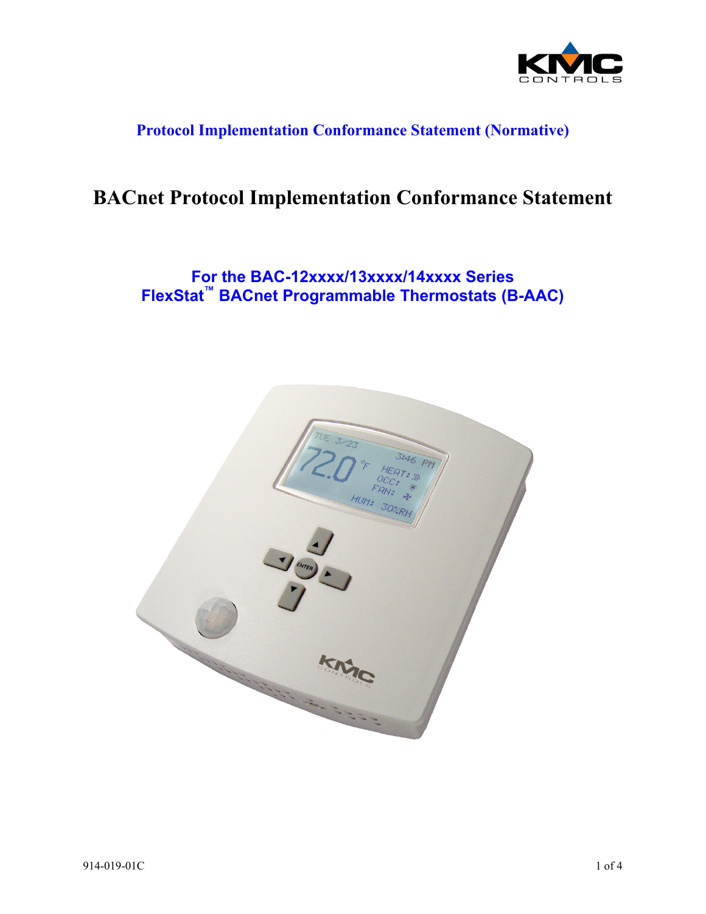**Protocol Implementation Conformance Statement (Normative)**

# BACnet Protocol Implementation Conformance Statement

## For the BAC-12xxxx/13xxxx/14xxxx Series FlexStat™ BACnet Programmable Thermostats (B-AAC)

914-019-01C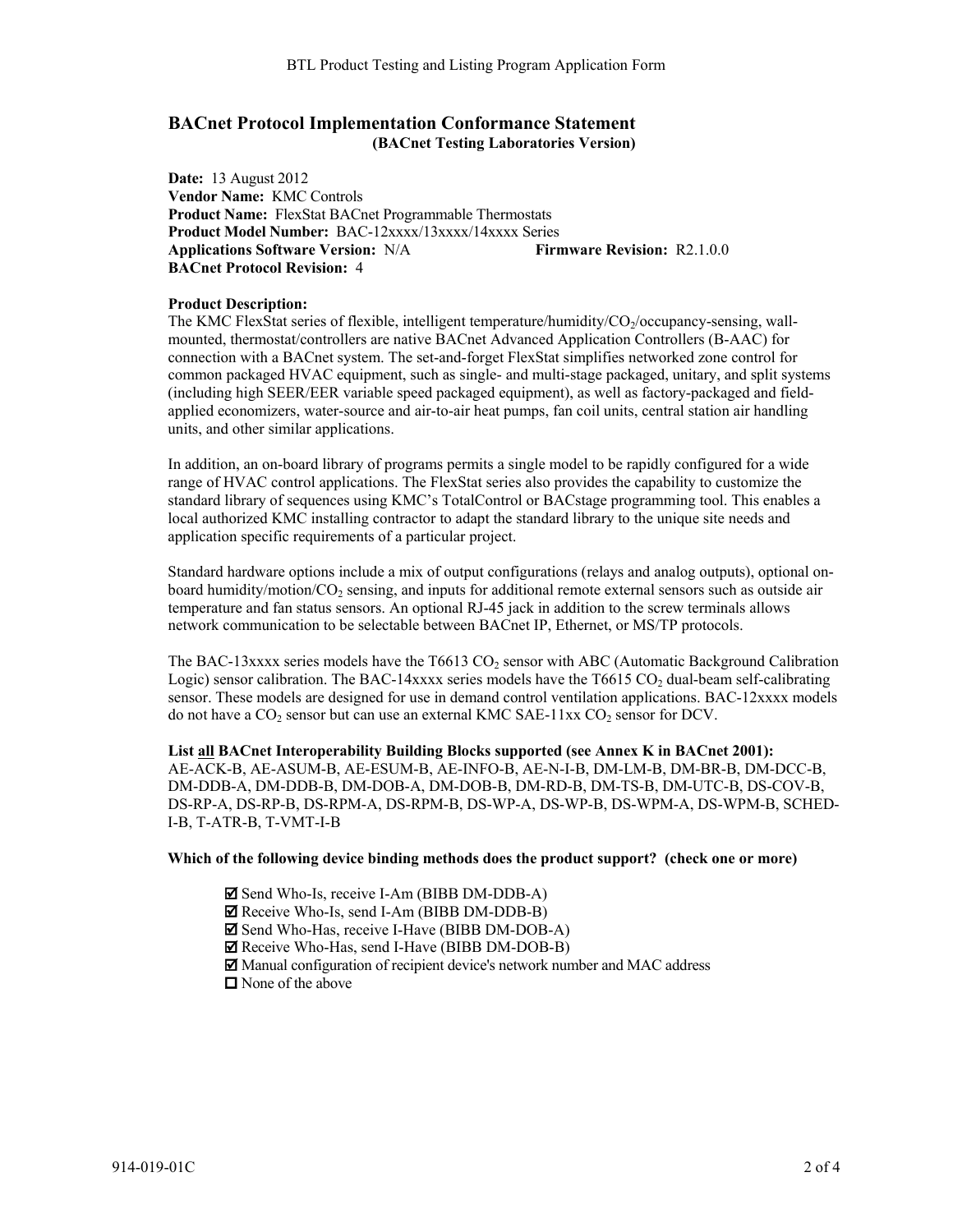## BACnet Protocol Implementation Conformance Statement

**(BACnet Testing Laboratories Version)**

**Date:** 13 August 2012
**Vendor Name:** KMC Controls
**Product Name:** FlexStat BACnet Programmable Thermostats
**Product Model Number:** BAC-12xxxx/13xxxx/14xxxx Series
**Applications Software Version:** N/A **Firmware Revision:** R2.1.0.0
**BACnet Protocol Revision:** 4

**Product Description:**
The KMC FlexStat series of flexible, intelligent temperature/humidity/$CO_2$/occupancy-sensing, wall-mounted, thermostat/controllers are native BACnet Advanced Application Controllers (B-AAC) for connection with a BACnet system. The set-and-forget FlexStat simplifies networked zone control for common packaged HVAC equipment, such as single- and multi-stage packaged, unitary, and split systems (including high SEER/EER variable speed packaged equipment), as well as factory-packaged and field-applied economizers, water-source and air-to-air heat pumps, fan coil units, central station air handling units, and other similar applications.

In addition, an on-board library of programs permits a single model to be rapidly configured for a wide range of HVAC control applications. The FlexStat series also provides the capability to customize the standard library of sequences using KMC's TotalControl or BACstage programming tool. This enables a local authorized KMC installing contractor to adapt the standard library to the unique site needs and application specific requirements of a particular project.

Standard hardware options include a mix of output configurations (relays and analog outputs), optional on-board humidity/motion/$CO_2$ sensing, and inputs for additional remote external sensors such as outside air temperature and fan status sensors. An optional RJ-45 jack in addition to the screw terminals allows network communication to be selectable between BACnet IP, Ethernet, or MS/TP protocols.

The BAC-13xxxx series models have the T6613 $CO_2$ sensor with ABC (Automatic Background Calibration Logic) sensor calibration. The BAC-14xxxx series models have the T6615 $CO_2$ dual-beam self-calibrating sensor. These models are designed for use in demand control ventilation applications. BAC-12xxxx models do not have a $CO_2$ sensor but can use an external KMC SAE-11xx $CO_2$ sensor for DCV.

**List all BACnet Interoperability Building Blocks supported (see Annex K in BACnet 2001):**
AE-ACK-B, AE-ASUM-B, AE-ESUM-B, AE-INFO-B, AE-N-I-B, DM-LM-B, DM-BR-B, DM-DCC-B, DM-DDB-A, DM-DDB-B, DM-DOB-A, DM-DOB-B, DM-RD-B, DM-TS-B, DM-UTC-B, DS-COV-B, DS-RP-A, DS-RP-B, DS-RPM-A, DS-RPM-B, DS-WP-A, DS-WP-B, DS-WPM-A, DS-WPM-B, SCHED-I-B, T-ATR-B, T-VMT-I-B

**Which of the following device binding methods does the product support? (check one or more)**

- ☑ Send Who-Is, receive I-Am (BIBB DM-DDB-A)
- ☑ Receive Who-Is, send I-Am (BIBB DM-DDB-B)
- ☑ Send Who-Has, receive I-Have (BIBB DM-DOB-A)
- ☑ Receive Who-Has, send I-Have (BIBB DM-DOB-B)
- ☑ Manual configuration of recipient device's network number and MAC address
- ☐ None of the above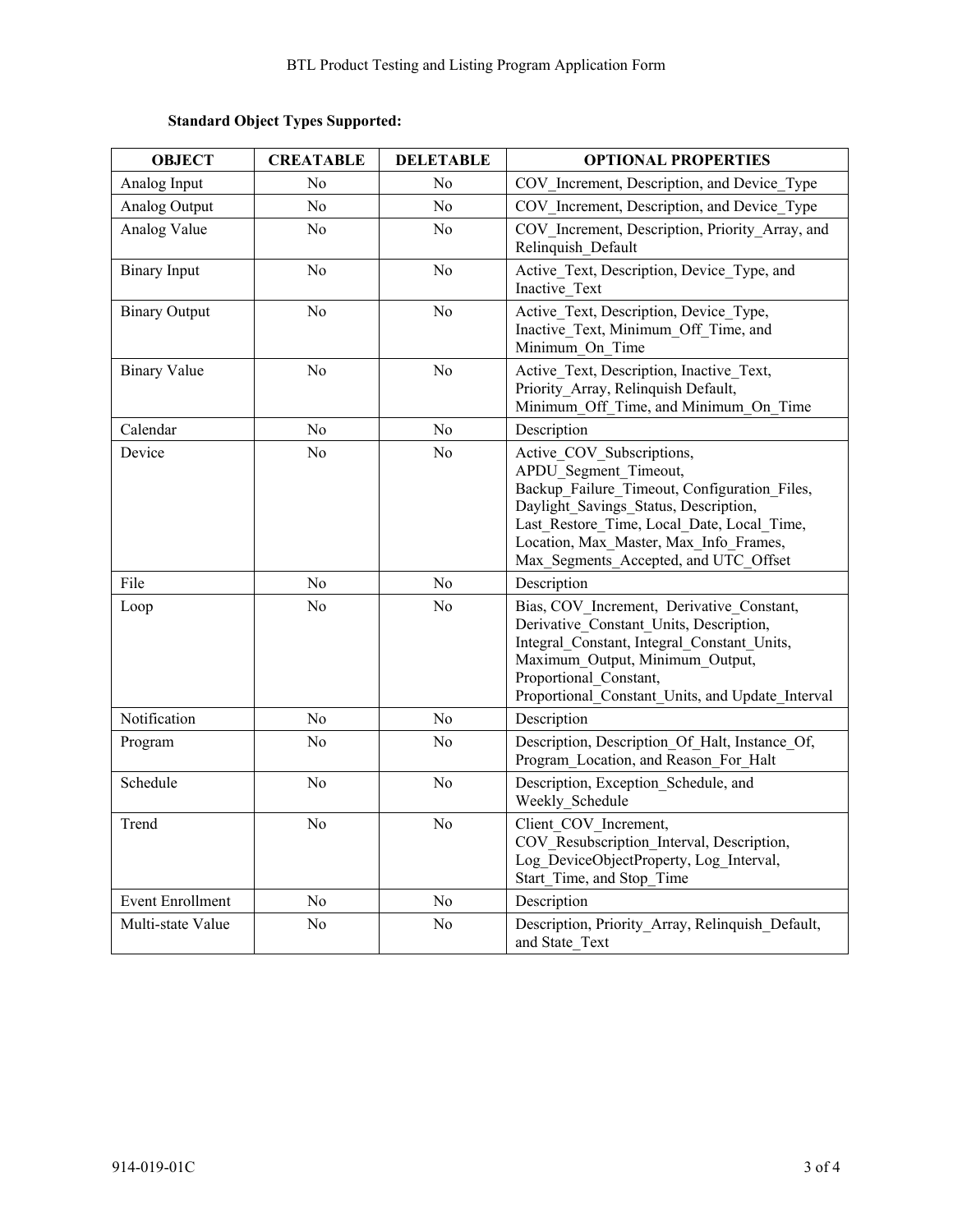**Standard Object Types Supported:**

| OBJECT | CREATABLE | DELETABLE | OPTIONAL PROPERTIES |
|---|---|---|---|
| Analog Input | No | No | COV_Increment, Description, and Device_Type |
| Analog Output | No | No | COV_Increment, Description, and Device_Type |
| Analog Value | No | No | COV_Increment, Description, Priority_Array, and Relinquish_Default |
| Binary Input | No | No | Active_Text, Description, Device_Type, and Inactive_Text |
| Binary Output | No | No | Active_Text, Description, Device_Type, Inactive_Text, Minimum_Off_Time, and Minimum_On_Time |
| Binary Value | No | No | Active_Text, Description, Inactive_Text, Priority_Array, Relinquish Default, Minimum_Off_Time, and Minimum_On_Time |
| Calendar | No | No | Description |
| Device | No | No | Active_COV_Subscriptions, APDU_Segment_Timeout, Backup_Failure_Timeout, Configuration_Files, Daylight_Savings_Status, Description, Last_Restore_Time, Local_Date, Local_Time, Location, Max_Master, Max_Info_Frames, Max_Segments_Accepted, and UTC_Offset |
| File | No | No | Description |
| Loop | No | No | Bias, COV_Increment, Derivative_Constant, Derivative_Constant_Units, Description, Integral_Constant, Integral_Constant_Units, Maximum_Output, Minimum_Output, Proportional_Constant, Proportional_Constant_Units, and Update_Interval |
| Notification | No | No | Description |
| Program | No | No | Description, Description_Of_Halt, Instance_Of, Program_Location, and Reason_For_Halt |
| Schedule | No | No | Description, Exception_Schedule, and Weekly_Schedule |
| Trend | No | No | Client_COV_Increment, COV_Resubscription_Interval, Description, Log_DeviceObjectProperty, Log_Interval, Start_Time, and Stop_Time |
| Event Enrollment | No | No | Description |
| Multi-state Value | No | No | Description, Priority_Array, Relinquish_Default, and State_Text |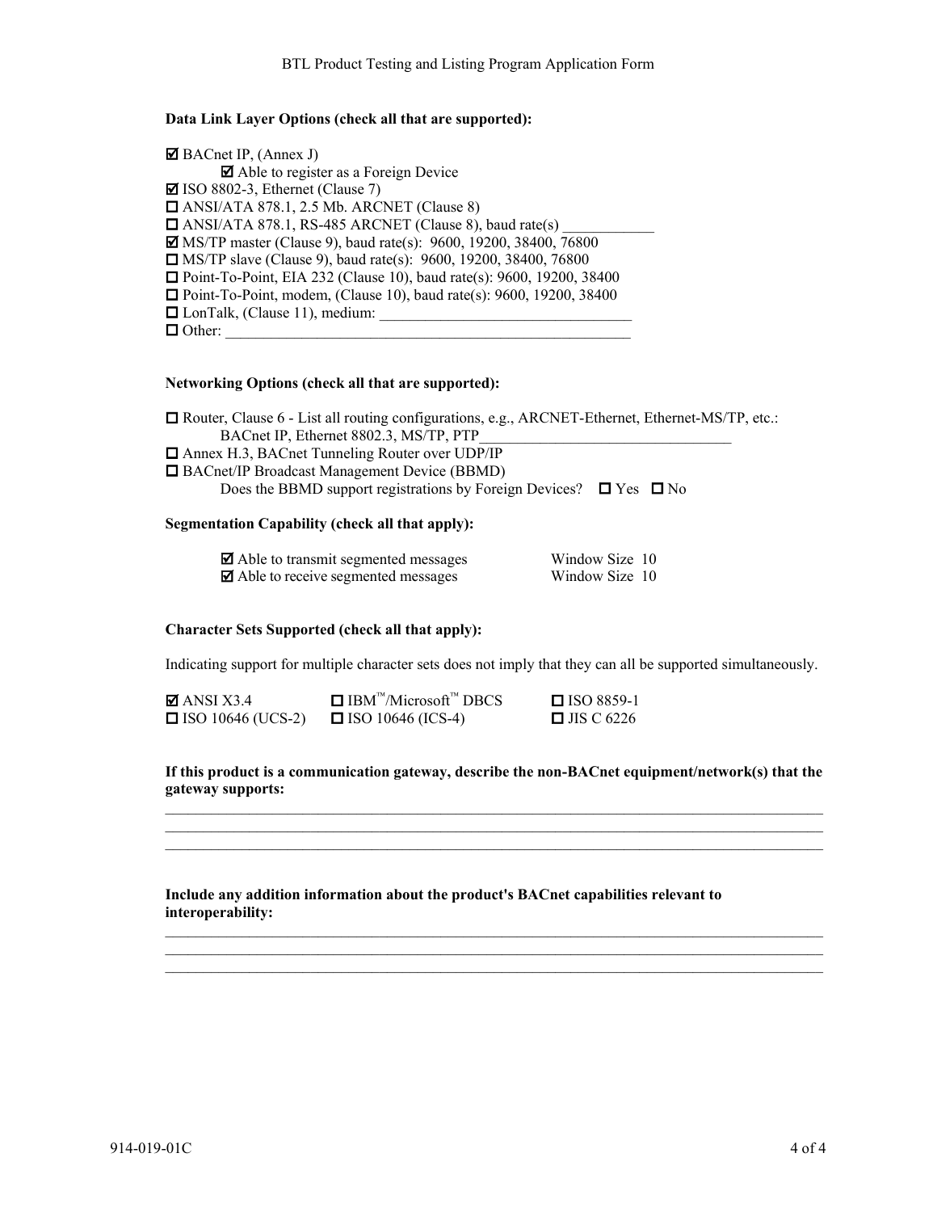**Data Link Layer Options (check all that are supported):**

☑ BACnet IP, (Annex J)
 ☑ Able to register as a Foreign Device
☑ ISO 8802-3, Ethernet (Clause 7)
☐ ANSI/ATA 878.1, 2.5 Mb. ARCNET (Clause 8)
☐ ANSI/ATA 878.1, RS-485 ARCNET (Clause 8), baud rate(s) ____________
☑ MS/TP master (Clause 9), baud rate(s): 9600, 19200, 38400, 76800
☐ MS/TP slave (Clause 9), baud rate(s): 9600, 19200, 38400, 76800
☐ Point-To-Point, EIA 232 (Clause 10), baud rate(s): 9600, 19200, 38400
☐ Point-To-Point, modem, (Clause 10), baud rate(s): 9600, 19200, 38400
☐ LonTalk, (Clause 11), medium: ________________________________
☐ Other: ______________________________________________________

**Networking Options (check all that are supported):**

☐ Router, Clause 6 - List all routing configurations, e.g., ARCNET-Ethernet, Ethernet-MS/TP, etc.:
 BACnet IP, Ethernet 8802.3, MS/TP, PTP________________________________
☐ Annex H.3, BACnet Tunneling Router over UDP/IP
☐ BACnet/IP Broadcast Management Device (BBMD)
 Does the BBMD support registrations by Foreign Devices? ☐ Yes ☐ No

**Segmentation Capability (check all that apply):**

| | |
|---|---|
| ☑ Able to transmit segmented messages | Window Size 10 |
| ☑ Able to receive segmented messages | Window Size 10 |

**Character Sets Supported (check all that apply):**

Indicating support for multiple character sets does not imply that they can all be supported simultaneously.

| | | |
|---|---|---|
| ☑ ANSI X3.4 | ☐ IBM™/Microsoft™ DBCS | ☐ ISO 8859-1 |
| ☐ ISO 10646 (UCS-2) | ☐ ISO 10646 (ICS-4) | ☐ JIS C 6226 |

**If this product is a communication gateway, describe the non-BACnet equipment/network(s) that the gateway supports:**

______________________________________________________________________________
______________________________________________________________________________
______________________________________________________________________________

**Include any addition information about the product's BACnet capabilities relevant to interoperability:**

______________________________________________________________________________
______________________________________________________________________________
______________________________________________________________________________